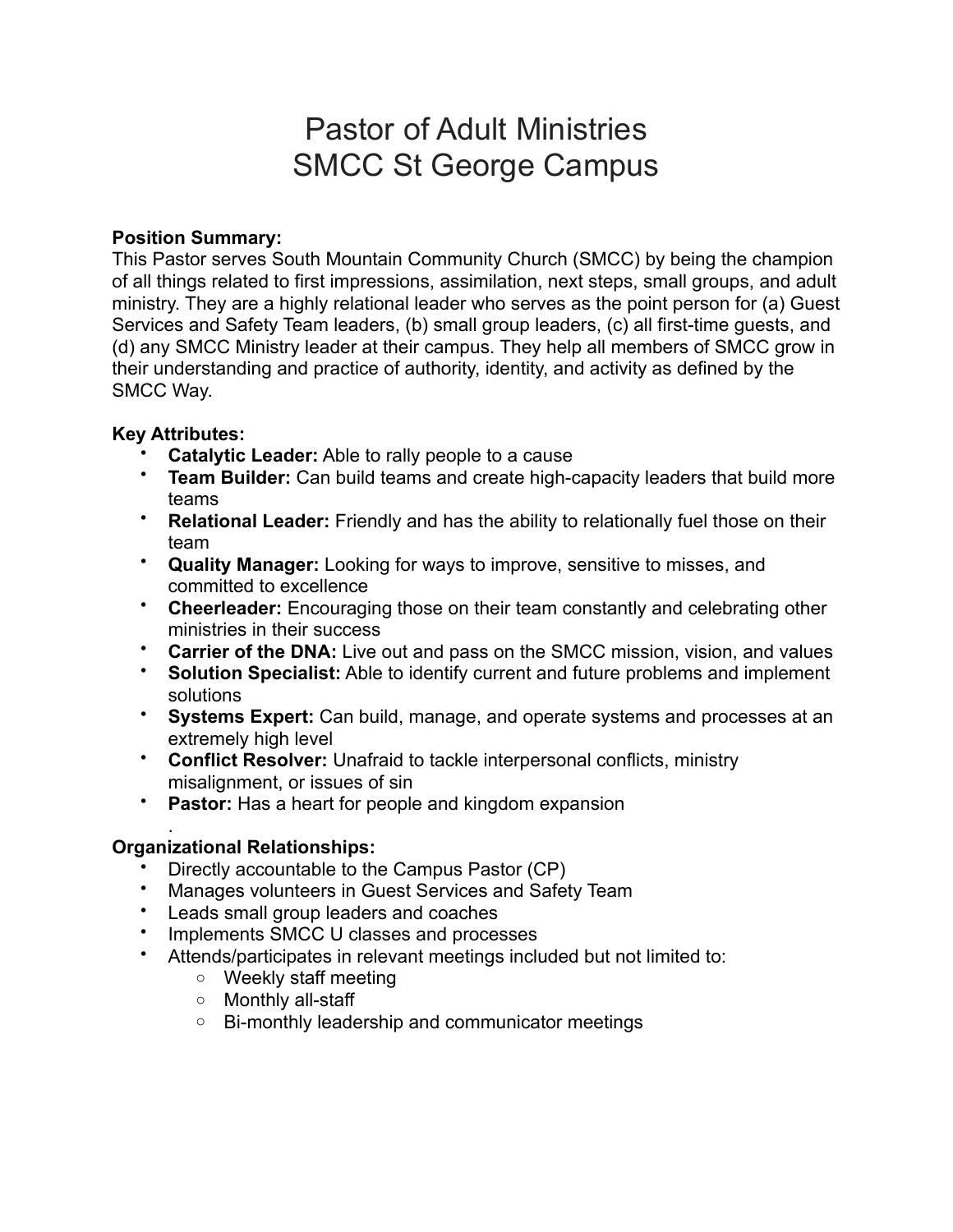# Pastor of Adult Ministries
# SMCC St George Campus

**Position Summary:**
This Pastor serves South Mountain Community Church (SMCC) by being the champion of all things related to first impressions, assimilation, next steps, small groups, and adult ministry. They are a highly relational leader who serves as the point person for (a) Guest Services and Safety Team leaders, (b) small group leaders, (c) all first-time guests, and (d) any SMCC Ministry leader at their campus. They help all members of SMCC grow in their understanding and practice of authority, identity, and activity as defined by the SMCC Way.

**Key Attributes:**

- **Catalytic Leader:** Able to rally people to a cause
- **Team Builder:** Can build teams and create high-capacity leaders that build more teams
- **Relational Leader:** Friendly and has the ability to relationally fuel those on their team
- **Quality Manager:** Looking for ways to improve, sensitive to misses, and committed to excellence
- **Cheerleader:** Encouraging those on their team constantly and celebrating other ministries in their success
- **Carrier of the DNA:** Live out and pass on the SMCC mission, vision, and values
- **Solution Specialist:** Able to identify current and future problems and implement solutions
- **Systems Expert:** Can build, manage, and operate systems and processes at an extremely high level
- **Conflict Resolver:** Unafraid to tackle interpersonal conflicts, ministry misalignment, or issues of sin
- **Pastor:** Has a heart for people and kingdom expansion
  .

**Organizational Relationships:**

- Directly accountable to the Campus Pastor (CP)
- Manages volunteers in Guest Services and Safety Team
- Leads small group leaders and coaches
- Implements SMCC U classes and processes
- Attends/participates in relevant meetings included but not limited to:
  - Weekly staff meeting
  - Monthly all-staff
  - Bi-monthly leadership and communicator meetings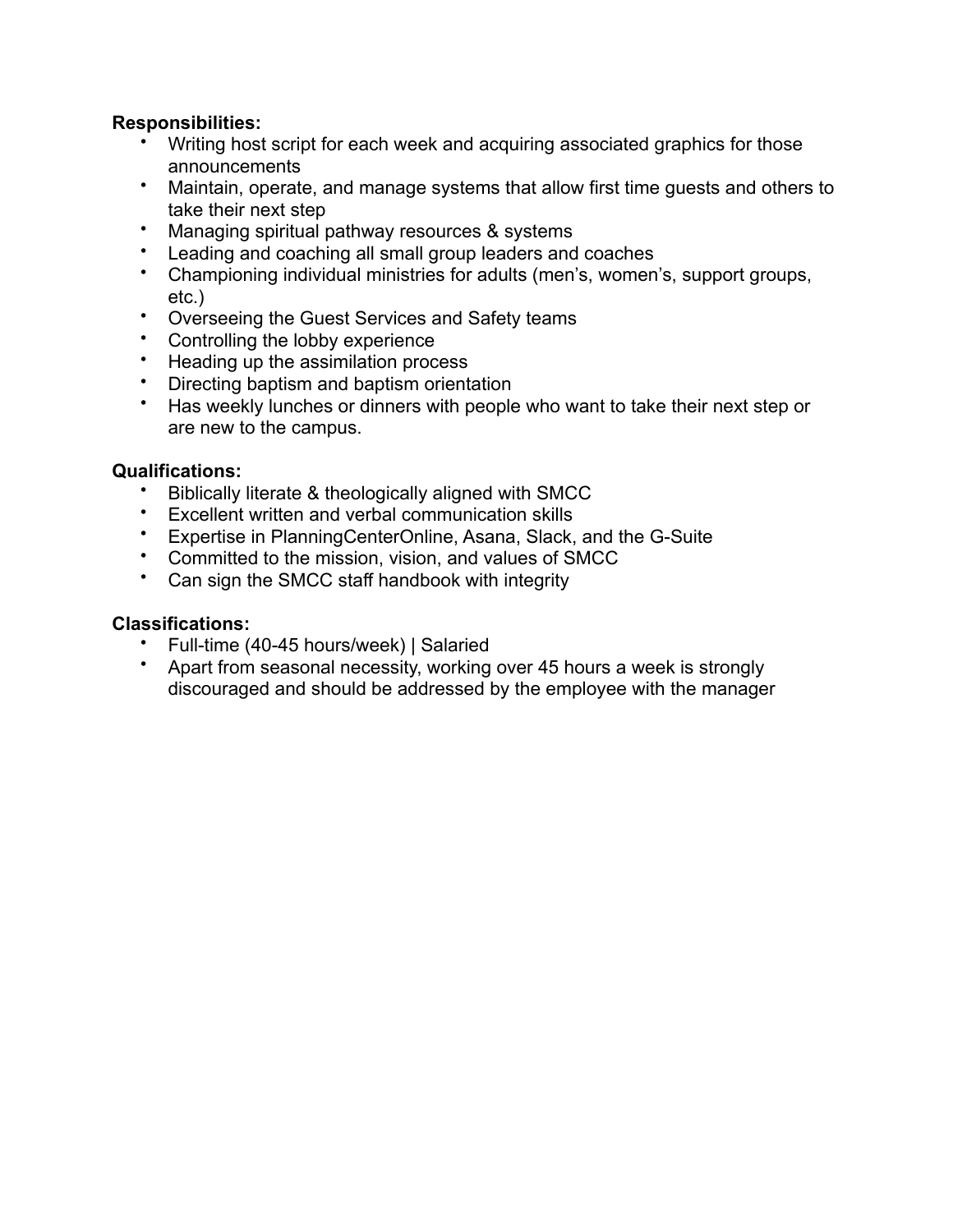**Responsibilities:**

- Writing host script for each week and acquiring associated graphics for those announcements
- Maintain, operate, and manage systems that allow first time guests and others to take their next step
- Managing spiritual pathway resources & systems
- Leading and coaching all small group leaders and coaches
- Championing individual ministries for adults (men's, women's, support groups, etc.)
- Overseeing the Guest Services and Safety teams
- Controlling the lobby experience
- Heading up the assimilation process
- Directing baptism and baptism orientation
- Has weekly lunches or dinners with people who want to take their next step or are new to the campus.

**Qualifications:**

- Biblically literate & theologically aligned with SMCC
- Excellent written and verbal communication skills
- Expertise in PlanningCenterOnline, Asana, Slack, and the G-Suite
- Committed to the mission, vision, and values of SMCC
- Can sign the SMCC staff handbook with integrity

**Classifications:**

- Full-time (40-45 hours/week) | Salaried
- Apart from seasonal necessity, working over 45 hours a week is strongly discouraged and should be addressed by the employee with the manager